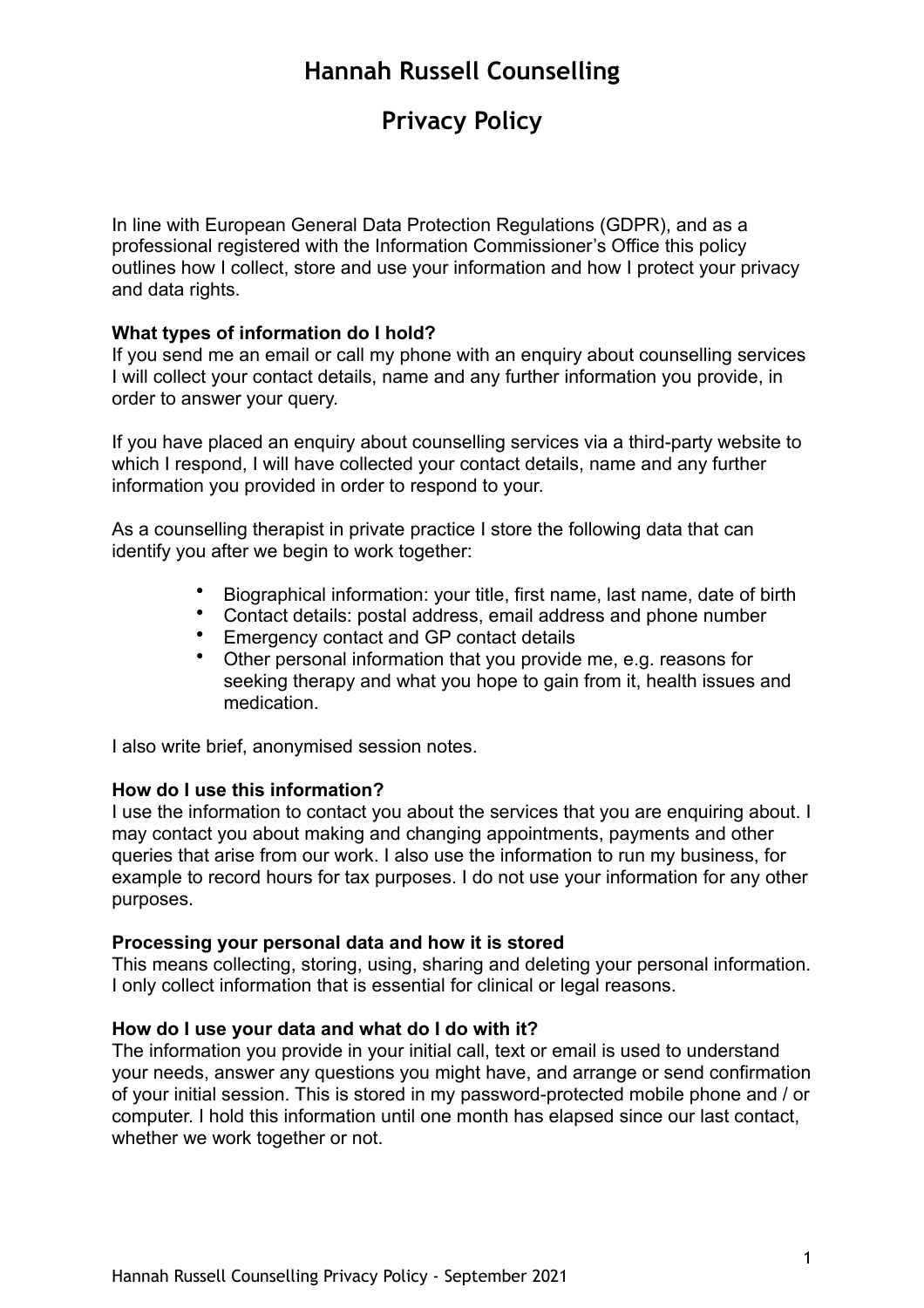# Hannah Russell Counselling

## Privacy Policy

In line with European General Data Protection Regulations (GDPR), and as a professional registered with the Information Commissioner's Office this policy outlines how I collect, store and use your information and how I protect your privacy and data rights.

**What types of information do I hold?**
If you send me an email or call my phone with an enquiry about counselling services I will collect your contact details, name and any further information you provide, in order to answer your query.

If you have placed an enquiry about counselling services via a third-party website to which I respond, I will have collected your contact details, name and any further information you provided in order to respond to your.

As a counselling therapist in private practice I store the following data that can identify you after we begin to work together:

- Biographical information: your title, first name, last name, date of birth
- Contact details: postal address, email address and phone number
- Emergency contact and GP contact details
- Other personal information that you provide me, e.g. reasons for seeking therapy and what you hope to gain from it, health issues and medication.

I also write brief, anonymised session notes.

**How do I use this information?**
I use the information to contact you about the services that you are enquiring about. I may contact you about making and changing appointments, payments and other queries that arise from our work. I also use the information to run my business, for example to record hours for tax purposes. I do not use your information for any other purposes.

**Processing your personal data and how it is stored**
This means collecting, storing, using, sharing and deleting your personal information. I only collect information that is essential for clinical or legal reasons.

**How do I use your data and what do I do with it?**
The information you provide in your initial call, text or email is used to understand your needs, answer any questions you might have, and arrange or send confirmation of your initial session. This is stored in my password-protected mobile phone and / or computer. I hold this information until one month has elapsed since our last contact, whether we work together or not.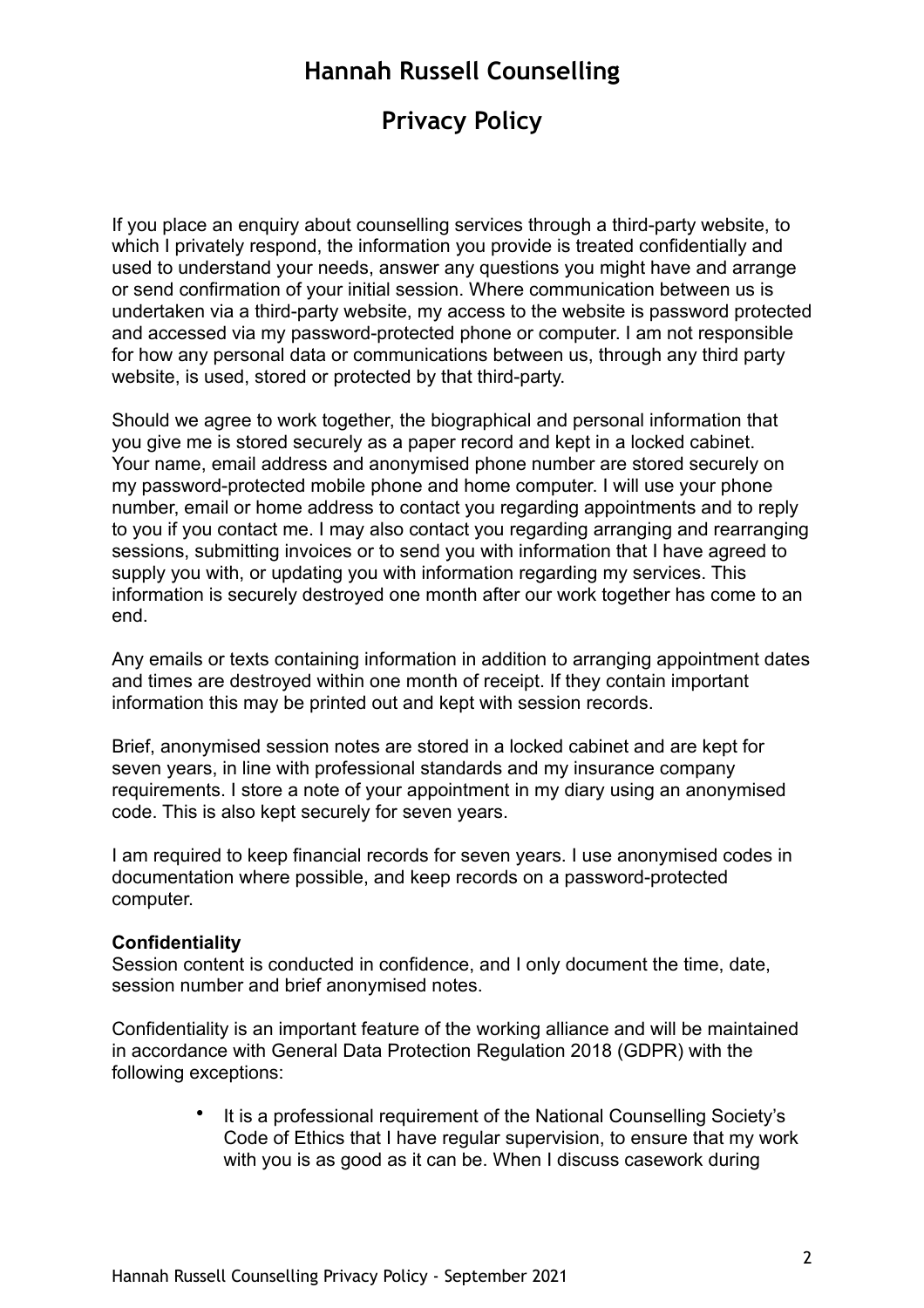# Hannah Russell Counselling

## Privacy Policy

If you place an enquiry about counselling services through a third-party website, to which I privately respond, the information you provide is treated confidentially and used to understand your needs, answer any questions you might have and arrange or send confirmation of your initial session. Where communication between us is undertaken via a third-party website, my access to the website is password protected and accessed via my password-protected phone or computer. I am not responsible for how any personal data or communications between us, through any third party website, is used, stored or protected by that third-party.

Should we agree to work together, the biographical and personal information that you give me is stored securely as a paper record and kept in a locked cabinet. Your name, email address and anonymised phone number are stored securely on my password-protected mobile phone and home computer. I will use your phone number, email or home address to contact you regarding appointments and to reply to you if you contact me. I may also contact you regarding arranging and rearranging sessions, submitting invoices or to send you with information that I have agreed to supply you with, or updating you with information regarding my services. This information is securely destroyed one month after our work together has come to an end.

Any emails or texts containing information in addition to arranging appointment dates and times are destroyed within one month of receipt. If they contain important information this may be printed out and kept with session records.

Brief, anonymised session notes are stored in a locked cabinet and are kept for seven years, in line with professional standards and my insurance company requirements. I store a note of your appointment in my diary using an anonymised code. This is also kept securely for seven years.

I am required to keep financial records for seven years. I use anonymised codes in documentation where possible, and keep records on a password-protected computer.

**Confidentiality**

Session content is conducted in confidence, and I only document the time, date, session number and brief anonymised notes.

Confidentiality is an important feature of the working alliance and will be maintained in accordance with General Data Protection Regulation 2018 (GDPR) with the following exceptions:

- It is a professional requirement of the National Counselling Society's Code of Ethics that I have regular supervision, to ensure that my work with you is as good as it can be. When I discuss casework during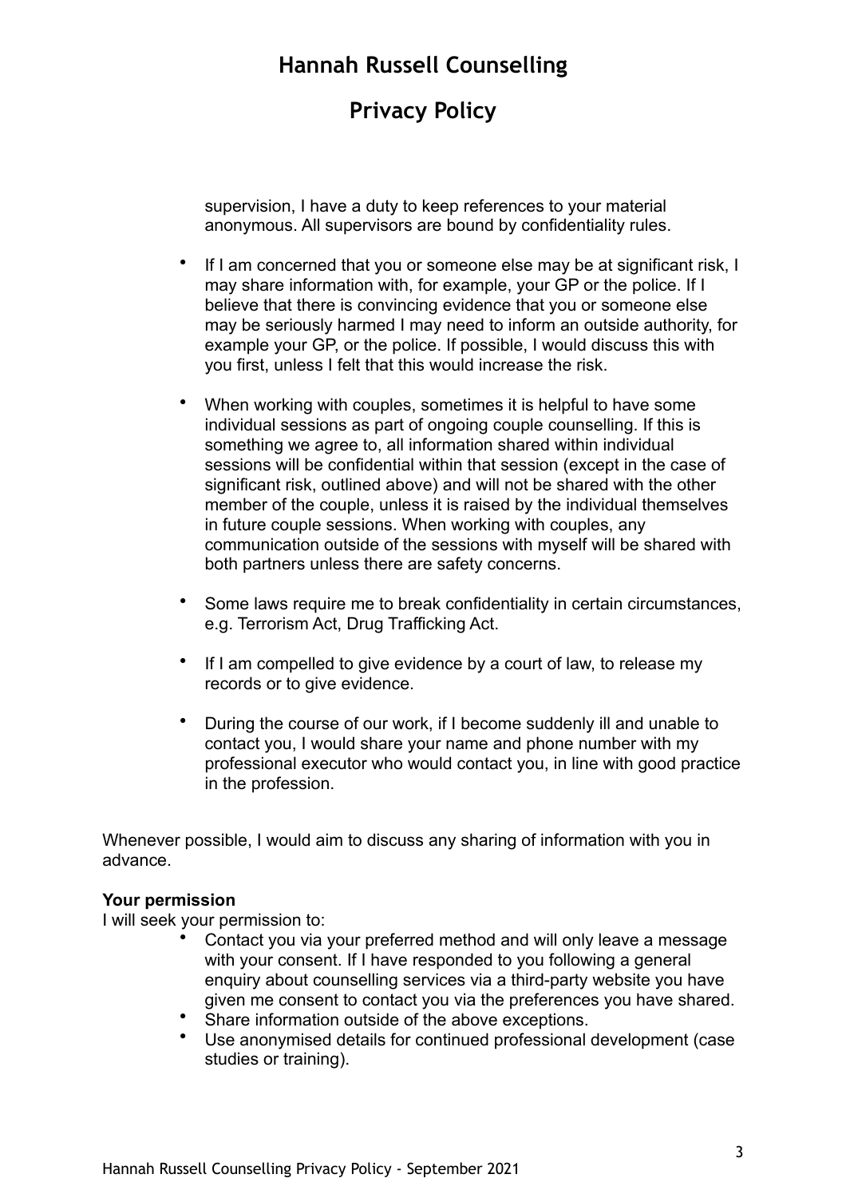supervision, I have a duty to keep references to your material anonymous. All supervisors are bound by confidentiality rules.

- If I am concerned that you or someone else may be at significant risk, I may share information with, for example, your GP or the police. If I believe that there is convincing evidence that you or someone else may be seriously harmed I may need to inform an outside authority, for example your GP, or the police. If possible, I would discuss this with you first, unless I felt that this would increase the risk.

- When working with couples, sometimes it is helpful to have some individual sessions as part of ongoing couple counselling. If this is something we agree to, all information shared within individual sessions will be confidential within that session (except in the case of significant risk, outlined above) and will not be shared with the other member of the couple, unless it is raised by the individual themselves in future couple sessions. When working with couples, any communication outside of the sessions with myself will be shared with both partners unless there are safety concerns.

- Some laws require me to break confidentiality in certain circumstances, e.g. Terrorism Act, Drug Trafficking Act.

- If I am compelled to give evidence by a court of law, to release my records or to give evidence.

- During the course of our work, if I become suddenly ill and unable to contact you, I would share your name and phone number with my professional executor who would contact you, in line with good practice in the profession.

Whenever possible, I would aim to discuss any sharing of information with you in advance.

**Your permission**
I will seek your permission to:

- Contact you via your preferred method and will only leave a message with your consent. If I have responded to you following a general enquiry about counselling services via a third-party website you have given me consent to contact you via the preferences you have shared.
- Share information outside of the above exceptions.
- Use anonymised details for continued professional development (case studies or training).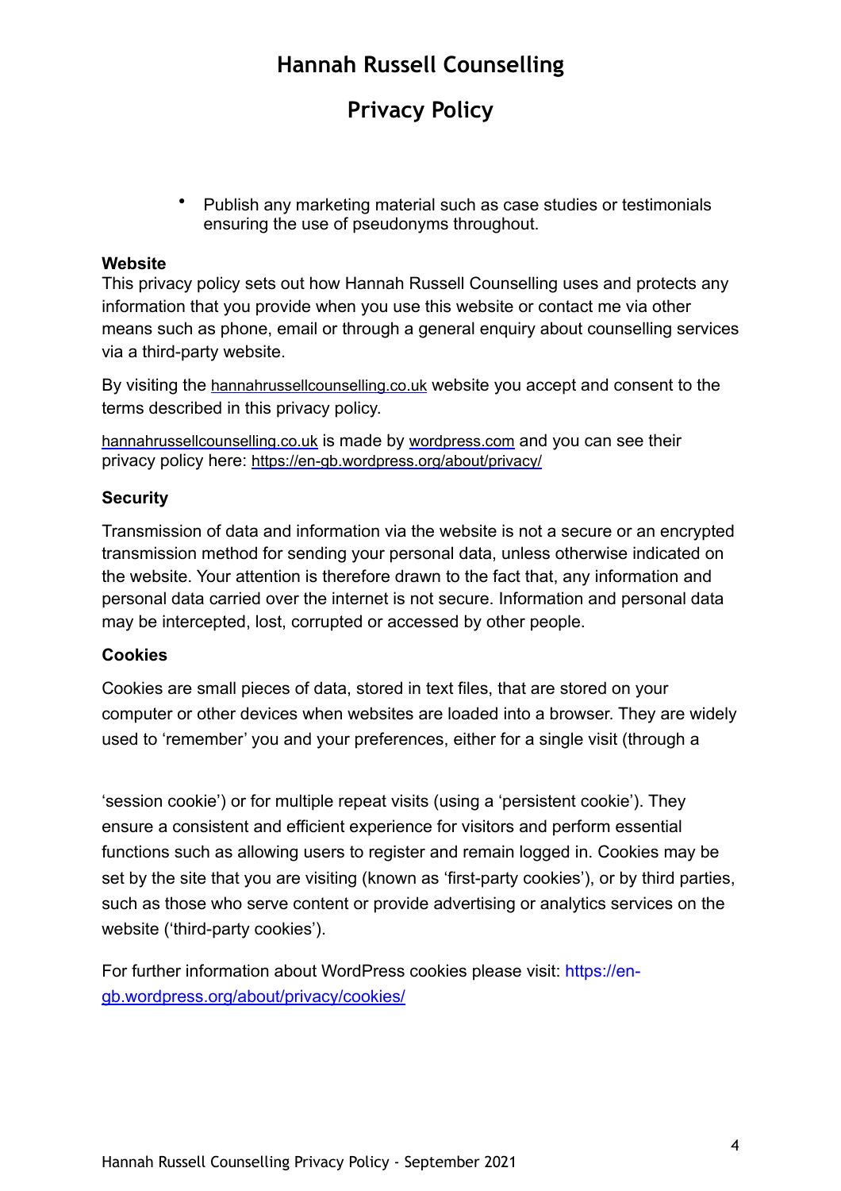- Publish any marketing material such as case studies or testimonials ensuring the use of pseudonyms throughout.

**Website**

This privacy policy sets out how Hannah Russell Counselling uses and protects any information that you provide when you use this website or contact me via other means such as phone, email or through a general enquiry about counselling services via a third-party website.

By visiting the hannahrussellcounselling.co.uk website you accept and consent to the terms described in this privacy policy.

hannahrussellcounselling.co.uk is made by wordpress.com and you can see their privacy policy here: https://en-gb.wordpress.org/about/privacy/

**Security**

Transmission of data and information via the website is not a secure or an encrypted transmission method for sending your personal data, unless otherwise indicated on the website. Your attention is therefore drawn to the fact that, any information and personal data carried over the internet is not secure. Information and personal data may be intercepted, lost, corrupted or accessed by other people.

**Cookies**

Cookies are small pieces of data, stored in text files, that are stored on your computer or other devices when websites are loaded into a browser. They are widely used to 'remember' you and your preferences, either for a single visit (through a 'session cookie') or for multiple repeat visits (using a 'persistent cookie'). They ensure a consistent and efficient experience for visitors and perform essential functions such as allowing users to register and remain logged in. Cookies may be set by the site that you are visiting (known as 'first-party cookies'), or by third parties, such as those who serve content or provide advertising or analytics services on the website ('third-party cookies').

For further information about WordPress cookies please visit: https://en-gb.wordpress.org/about/privacy/cookies/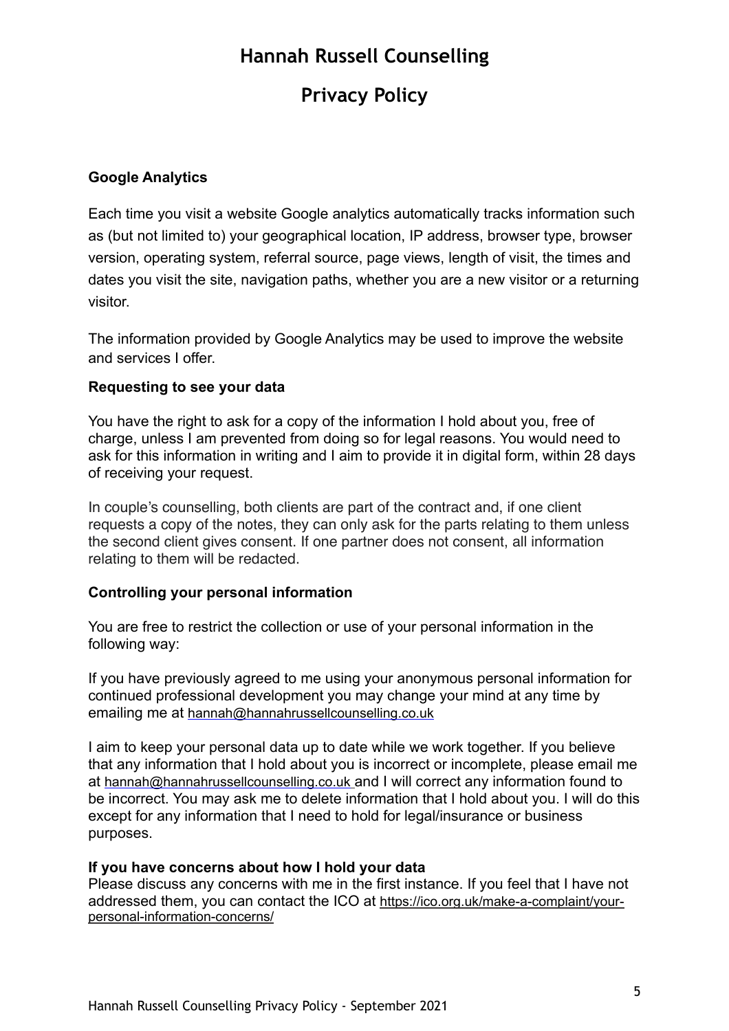# Hannah Russell Counselling

# Privacy Policy

**Google Analytics**

Each time you visit a website Google analytics automatically tracks information such as (but not limited to) your geographical location, IP address, browser type, browser version, operating system, referral source, page views, length of visit, the times and dates you visit the site, navigation paths, whether you are a new visitor or a returning visitor.

The information provided by Google Analytics may be used to improve the website and services I offer.

**Requesting to see your data**

You have the right to ask for a copy of the information I hold about you, free of charge, unless I am prevented from doing so for legal reasons. You would need to ask for this information in writing and I aim to provide it in digital form, within 28 days of receiving your request.

In couple's counselling, both clients are part of the contract and, if one client requests a copy of the notes, they can only ask for the parts relating to them unless the second client gives consent. If one partner does not consent, all information relating to them will be redacted.

**Controlling your personal information**

You are free to restrict the collection or use of your personal information in the following way:

If you have previously agreed to me using your anonymous personal information for continued professional development you may change your mind at any time by emailing me at hannah@hannahrussellcounselling.co.uk

I aim to keep your personal data up to date while we work together. If you believe that any information that I hold about you is incorrect or incomplete, please email me at hannah@hannahrussellcounselling.co.uk and I will correct any information found to be incorrect. You may ask me to delete information that I hold about you. I will do this except for any information that I need to hold for legal/insurance or business purposes.

**If you have concerns about how I hold your data**

Please discuss any concerns with me in the first instance. If you feel that I have not addressed them, you can contact the ICO at https://ico.org.uk/make-a-complaint/your-personal-information-concerns/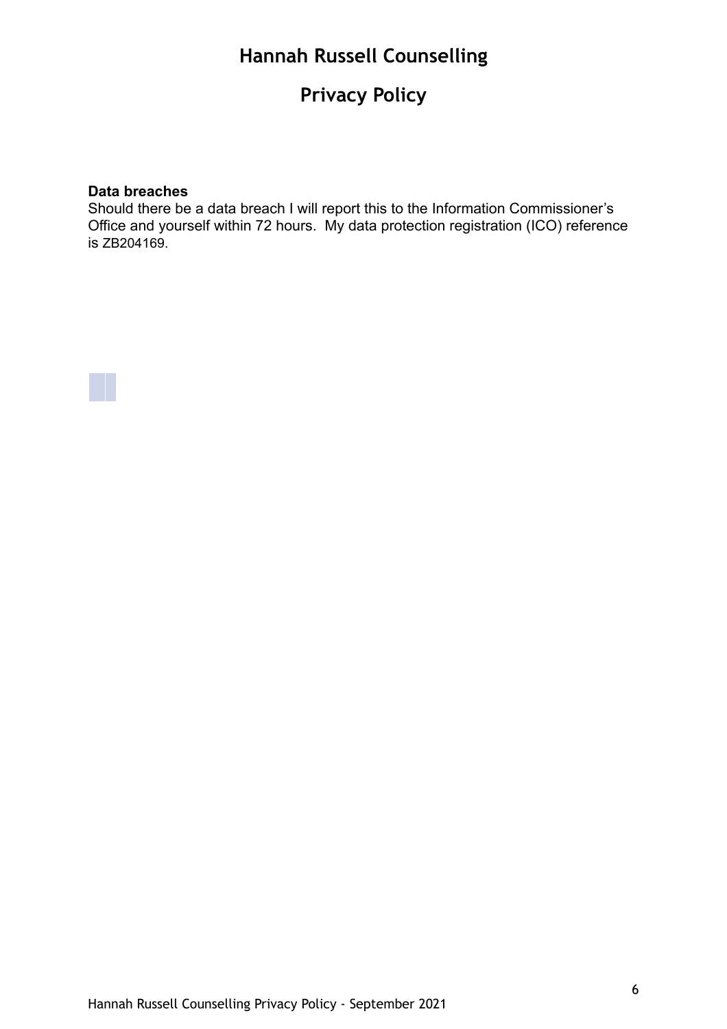**Data breaches**

Should there be a data breach I will report this to the Information Commissioner's Office and yourself within 72 hours. My data protection registration (ICO) reference is ZB204169.